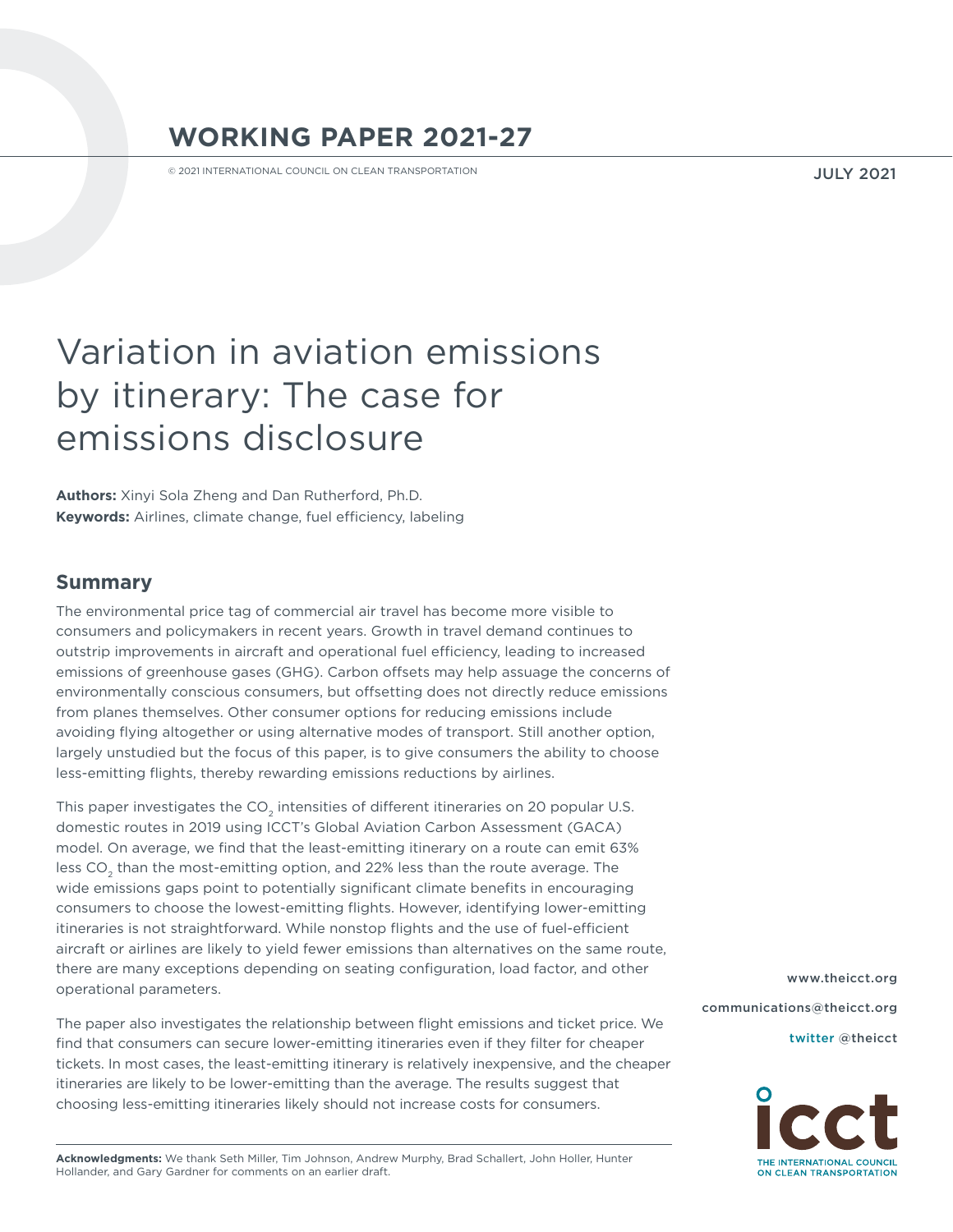# WORKING PAPER 2021-27

© 2021 INTERNATIONAL COUNCIL ON CLEAN TRANSPORTATION

JULY 2021

# Variation in aviation emissions by itinerary: The case for emissions disclosure

**Authors:** Xinyi Sola Zheng and Dan Rutherford, Ph.D.
**Keywords:** Airlines, climate change, fuel efficiency, labeling

## Summary

The environmental price tag of commercial air travel has become more visible to consumers and policymakers in recent years. Growth in travel demand continues to outstrip improvements in aircraft and operational fuel efficiency, leading to increased emissions of greenhouse gases (GHG). Carbon offsets may help assuage the concerns of environmentally conscious consumers, but offsetting does not directly reduce emissions from planes themselves. Other consumer options for reducing emissions include avoiding flying altogether or using alternative modes of transport. Still another option, largely unstudied but the focus of this paper, is to give consumers the ability to choose less-emitting flights, thereby rewarding emissions reductions by airlines.

This paper investigates the $CO_2$ intensities of different itineraries on 20 popular U.S. domestic routes in 2019 using ICCT's Global Aviation Carbon Assessment (GACA) model. On average, we find that the least-emitting itinerary on a route can emit 63% less $CO_2$ than the most-emitting option, and 22% less than the route average. The wide emissions gaps point to potentially significant climate benefits in encouraging consumers to choose the lowest-emitting flights. However, identifying lower-emitting itineraries is not straightforward. While nonstop flights and the use of fuel-efficient aircraft or airlines are likely to yield fewer emissions than alternatives on the same route, there are many exceptions depending on seating configuration, load factor, and other operational parameters.

The paper also investigates the relationship between flight emissions and ticket price. We find that consumers can secure lower-emitting itineraries even if they filter for cheaper tickets. In most cases, the least-emitting itinerary is relatively inexpensive, and the cheaper itineraries are likely to be lower-emitting than the average. The results suggest that choosing less-emitting itineraries likely should not increase costs for consumers.

www.theicct.org

communications@theicct.org

twitter @theicct

THE INTERNATIONAL COUNCIL ON CLEAN TRANSPORTATION

**Acknowledgments:** We thank Seth Miller, Tim Johnson, Andrew Murphy, Brad Schallert, John Holler, Hunter Hollander, and Gary Gardner for comments on an earlier draft.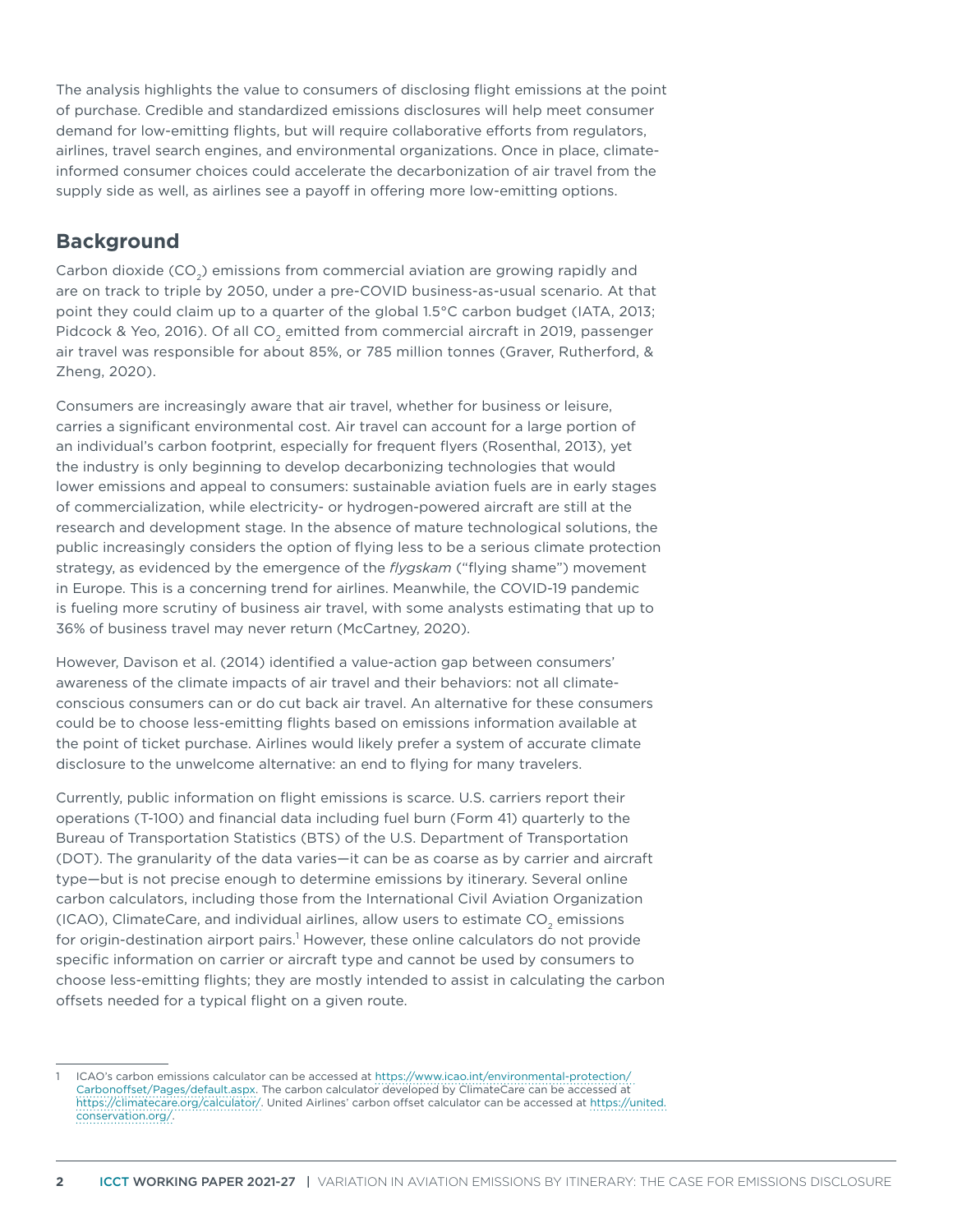The analysis highlights the value to consumers of disclosing flight emissions at the point of purchase. Credible and standardized emissions disclosures will help meet consumer demand for low-emitting flights, but will require collaborative efforts from regulators, airlines, travel search engines, and environmental organizations. Once in place, climate-informed consumer choices could accelerate the decarbonization of air travel from the supply side as well, as airlines see a payoff in offering more low-emitting options.

## Background

Carbon dioxide ($CO_2$) emissions from commercial aviation are growing rapidly and are on track to triple by 2050, under a pre-COVID business-as-usual scenario. At that point they could claim up to a quarter of the global 1.5°C carbon budget (IATA, 2013; Pidcock & Yeo, 2016). Of all $CO_2$ emitted from commercial aircraft in 2019, passenger air travel was responsible for about 85%, or 785 million tonnes (Graver, Rutherford, & Zheng, 2020).

Consumers are increasingly aware that air travel, whether for business or leisure, carries a significant environmental cost. Air travel can account for a large portion of an individual's carbon footprint, especially for frequent flyers (Rosenthal, 2013), yet the industry is only beginning to develop decarbonizing technologies that would lower emissions and appeal to consumers: sustainable aviation fuels are in early stages of commercialization, while electricity- or hydrogen-powered aircraft are still at the research and development stage. In the absence of mature technological solutions, the public increasingly considers the option of flying less to be a serious climate protection strategy, as evidenced by the emergence of the *flygskam* ("flying shame") movement in Europe. This is a concerning trend for airlines. Meanwhile, the COVID-19 pandemic is fueling more scrutiny of business air travel, with some analysts estimating that up to 36% of business travel may never return (McCartney, 2020).

However, Davison et al. (2014) identified a value-action gap between consumers' awareness of the climate impacts of air travel and their behaviors: not all climate-conscious consumers can or do cut back air travel. An alternative for these consumers could be to choose less-emitting flights based on emissions information available at the point of ticket purchase. Airlines would likely prefer a system of accurate climate disclosure to the unwelcome alternative: an end to flying for many travelers.

Currently, public information on flight emissions is scarce. U.S. carriers report their operations (T-100) and financial data including fuel burn (Form 41) quarterly to the Bureau of Transportation Statistics (BTS) of the U.S. Department of Transportation (DOT). The granularity of the data varies—it can be as coarse as by carrier and aircraft type—but is not precise enough to determine emissions by itinerary. Several online carbon calculators, including those from the International Civil Aviation Organization (ICAO), ClimateCare, and individual airlines, allow users to estimate $CO_2$ emissions for origin-destination airport pairs.[1] However, these online calculators do not provide specific information on carrier or aircraft type and cannot be used by consumers to choose less-emitting flights; they are mostly intended to assist in calculating the carbon offsets needed for a typical flight on a given route.

---

1 ICAO's carbon emissions calculator can be accessed at https://www.icao.int/environmental-protection/Carbonoffset/Pages/default.aspx. The carbon calculator developed by ClimateCare can be accessed at https://climatecare.org/calculator/. United Airlines' carbon offset calculator can be accessed at https://united.conservation.org/.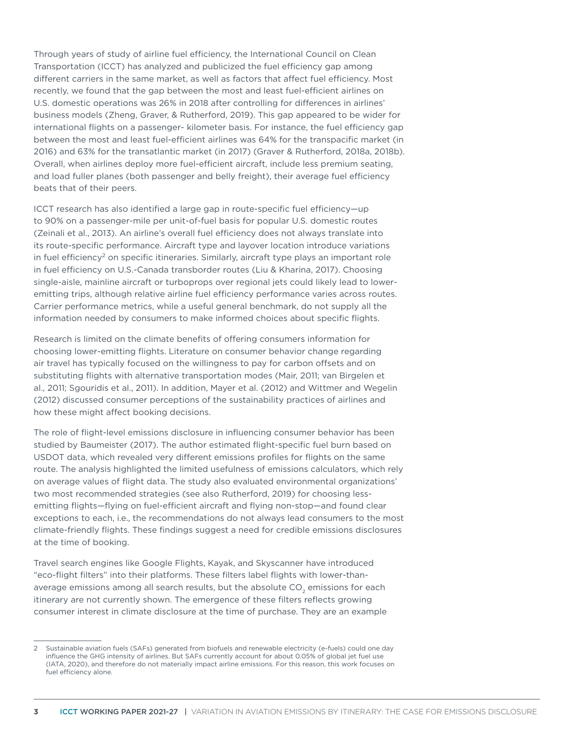Through years of study of airline fuel efficiency, the International Council on Clean Transportation (ICCT) has analyzed and publicized the fuel efficiency gap among different carriers in the same market, as well as factors that affect fuel efficiency. Most recently, we found that the gap between the most and least fuel-efficient airlines on U.S. domestic operations was 26% in 2018 after controlling for differences in airlines' business models (Zheng, Graver, & Rutherford, 2019). This gap appeared to be wider for international flights on a passenger- kilometer basis. For instance, the fuel efficiency gap between the most and least fuel-efficient airlines was 64% for the transpacific market (in 2016) and 63% for the transatlantic market (in 2017) (Graver & Rutherford, 2018a, 2018b). Overall, when airlines deploy more fuel-efficient aircraft, include less premium seating, and load fuller planes (both passenger and belly freight), their average fuel efficiency beats that of their peers.

ICCT research has also identified a large gap in route-specific fuel efficiency—up to 90% on a passenger-mile per unit-of-fuel basis for popular U.S. domestic routes (Zeinali et al., 2013). An airline's overall fuel efficiency does not always translate into its route-specific performance. Aircraft type and layover location introduce variations in fuel efficiency[2] on specific itineraries. Similarly, aircraft type plays an important role in fuel efficiency on U.S.-Canada transborder routes (Liu & Kharina, 2017). Choosing single-aisle, mainline aircraft or turboprops over regional jets could likely lead to lower-emitting trips, although relative airline fuel efficiency performance varies across routes. Carrier performance metrics, while a useful general benchmark, do not supply all the information needed by consumers to make informed choices about specific flights.

Research is limited on the climate benefits of offering consumers information for choosing lower-emitting flights. Literature on consumer behavior change regarding air travel has typically focused on the willingness to pay for carbon offsets and on substituting flights with alternative transportation modes (Mair, 2011; van Birgelen et al., 2011; Sgouridis et al., 2011). In addition, Mayer et al. (2012) and Wittmer and Wegelin (2012) discussed consumer perceptions of the sustainability practices of airlines and how these might affect booking decisions.

The role of flight-level emissions disclosure in influencing consumer behavior has been studied by Baumeister (2017). The author estimated flight-specific fuel burn based on USDOT data, which revealed very different emissions profiles for flights on the same route. The analysis highlighted the limited usefulness of emissions calculators, which rely on average values of flight data. The study also evaluated environmental organizations' two most recommended strategies (see also Rutherford, 2019) for choosing less-emitting flights—flying on fuel-efficient aircraft and flying non-stop—and found clear exceptions to each, i.e., the recommendations do not always lead consumers to the most climate-friendly flights. These findings suggest a need for credible emissions disclosures at the time of booking.

Travel search engines like Google Flights, Kayak, and Skyscanner have introduced "eco-flight filters" into their platforms. These filters label flights with lower-than-average emissions among all search results, but the absolute $CO_2$ emissions for each itinerary are not currently shown. The emergence of these filters reflects growing consumer interest in climate disclosure at the time of purchase. They are an example

---

2 Sustainable aviation fuels (SAFs) generated from biofuels and renewable electricity (e-fuels) could one day influence the GHG intensity of airlines. But SAFs currently account for about 0.05% of global jet fuel use (IATA, 2020), and therefore do not materially impact airline emissions. For this reason, this work focuses on fuel efficiency alone.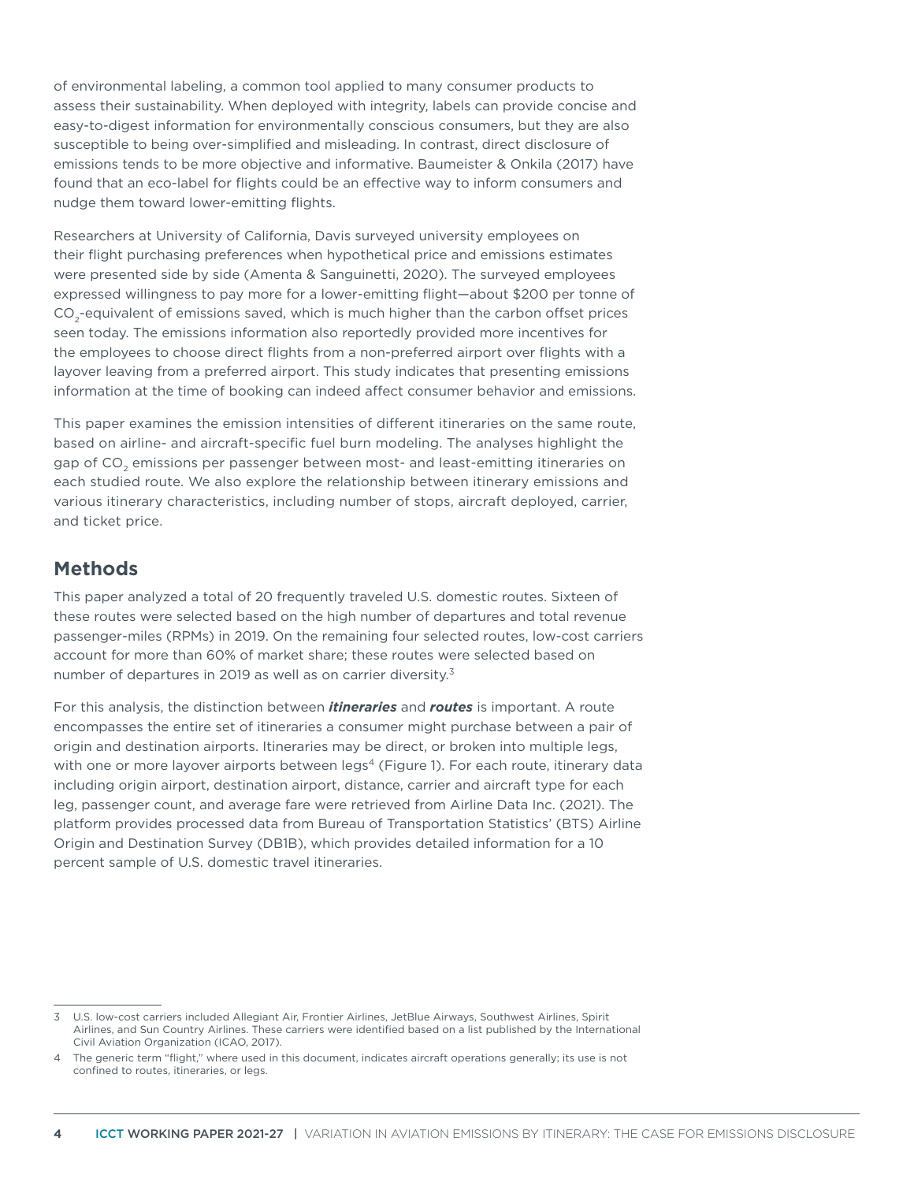of environmental labeling, a common tool applied to many consumer products to assess their sustainability. When deployed with integrity, labels can provide concise and easy-to-digest information for environmentally conscious consumers, but they are also susceptible to being over-simplified and misleading. In contrast, direct disclosure of emissions tends to be more objective and informative. Baumeister & Onkila (2017) have found that an eco-label for flights could be an effective way to inform consumers and nudge them toward lower-emitting flights.

Researchers at University of California, Davis surveyed university employees on their flight purchasing preferences when hypothetical price and emissions estimates were presented side by side (Amenta & Sanguinetti, 2020). The surveyed employees expressed willingness to pay more for a lower-emitting flight—about $200 per tonne of $CO_2$-equivalent of emissions saved, which is much higher than the carbon offset prices seen today. The emissions information also reportedly provided more incentives for the employees to choose direct flights from a non-preferred airport over flights with a layover leaving from a preferred airport. This study indicates that presenting emissions information at the time of booking can indeed affect consumer behavior and emissions.

This paper examines the emission intensities of different itineraries on the same route, based on airline- and aircraft-specific fuel burn modeling. The analyses highlight the gap of $CO_2$ emissions per passenger between most- and least-emitting itineraries on each studied route. We also explore the relationship between itinerary emissions and various itinerary characteristics, including number of stops, aircraft deployed, carrier, and ticket price.

## Methods

This paper analyzed a total of 20 frequently traveled U.S. domestic routes. Sixteen of these routes were selected based on the high number of departures and total revenue passenger-miles (RPMs) in 2019. On the remaining four selected routes, low-cost carriers account for more than 60% of market share; these routes were selected based on number of departures in 2019 as well as on carrier diversity.[3]

For this analysis, the distinction between ***itineraries*** and ***routes*** is important. A route encompasses the entire set of itineraries a consumer might purchase between a pair of origin and destination airports. Itineraries may be direct, or broken into multiple legs, with one or more layover airports between legs[4] (Figure 1). For each route, itinerary data including origin airport, destination airport, distance, carrier and aircraft type for each leg, passenger count, and average fare were retrieved from Airline Data Inc. (2021). The platform provides processed data from Bureau of Transportation Statistics' (BTS) Airline Origin and Destination Survey (DB1B), which provides detailed information for a 10 percent sample of U.S. domestic travel itineraries.

---

3 U.S. low-cost carriers included Allegiant Air, Frontier Airlines, JetBlue Airways, Southwest Airlines, Spirit Airlines, and Sun Country Airlines. These carriers were identified based on a list published by the International Civil Aviation Organization (ICAO, 2017).

4 The generic term "flight," where used in this document, indicates aircraft operations generally; its use is not confined to routes, itineraries, or legs.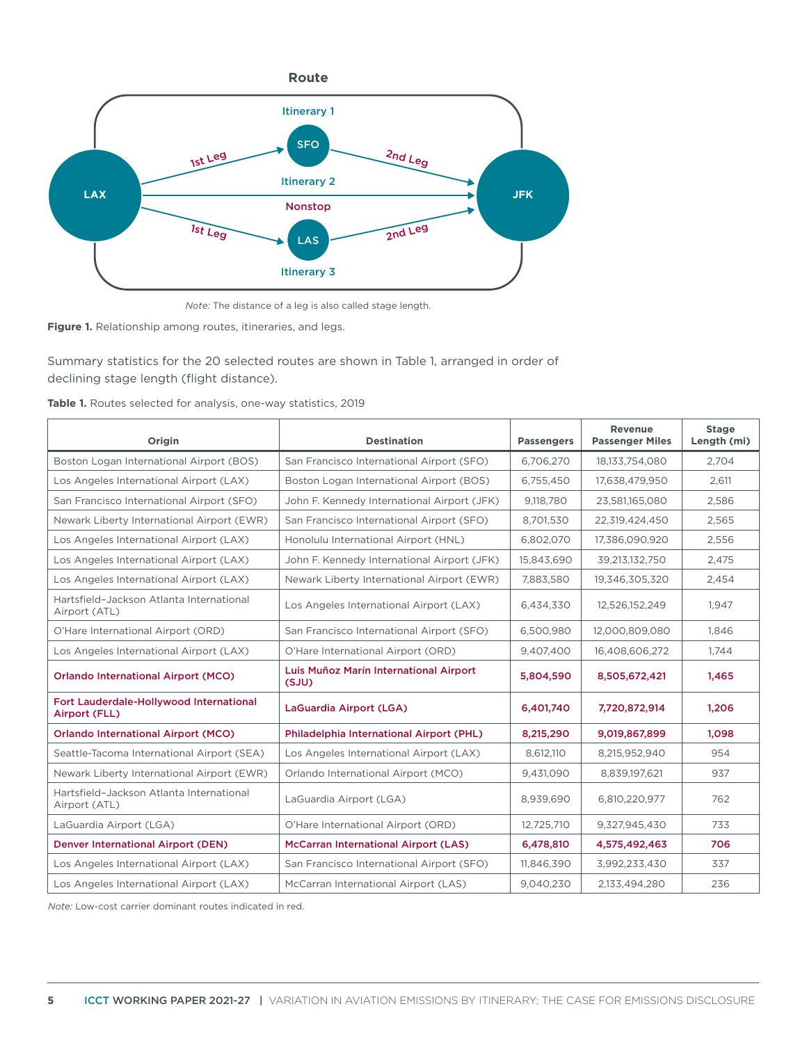*Note:* The distance of a leg is also called stage length.

**Figure 1.** Relationship among routes, itineraries, and legs.

Summary statistics for the 20 selected routes are shown in Table 1, arranged in order of declining stage length (flight distance).

**Table 1.** Routes selected for analysis, one-way statistics, 2019

| Origin | Destination | Passengers | Revenue Passenger Miles | Stage Length (mi) |
|---|---|---|---|---|
| Boston Logan International Airport (BOS) | San Francisco International Airport (SFO) | 6,706,270 | 18,133,754,080 | 2,704 |
| Los Angeles International Airport (LAX) | Boston Logan International Airport (BOS) | 6,755,450 | 17,638,479,950 | 2,611 |
| San Francisco International Airport (SFO) | John F. Kennedy International Airport (JFK) | 9,118,780 | 23,581,165,080 | 2,586 |
| Newark Liberty International Airport (EWR) | San Francisco International Airport (SFO) | 8,701,530 | 22,319,424,450 | 2,565 |
| Los Angeles International Airport (LAX) | Honolulu International Airport (HNL) | 6,802,070 | 17,386,090,920 | 2,556 |
| Los Angeles International Airport (LAX) | John F. Kennedy International Airport (JFK) | 15,843,690 | 39,213,132,750 | 2,475 |
| Los Angeles International Airport (LAX) | Newark Liberty International Airport (EWR) | 7,883,580 | 19,346,305,320 | 2,454 |
| Hartsfield–Jackson Atlanta International Airport (ATL) | Los Angeles International Airport (LAX) | 6,434,330 | 12,526,152,249 | 1,947 |
| O'Hare International Airport (ORD) | San Francisco International Airport (SFO) | 6,500,980 | 12,000,809,080 | 1,846 |
| Los Angeles International Airport (LAX) | O'Hare International Airport (ORD) | 9,407,400 | 16,408,606,272 | 1,744 |
| **Orlando International Airport (MCO)** | **Luis Muñoz Marín International Airport (SJU)** | **5,804,590** | **8,505,672,421** | **1,465** |
| **Fort Lauderdale-Hollywood International Airport (FLL)** | **LaGuardia Airport (LGA)** | **6,401,740** | **7,720,872,914** | **1,206** |
| **Orlando International Airport (MCO)** | **Philadelphia International Airport (PHL)** | **8,215,290** | **9,019,867,899** | **1,098** |
| Seattle-Tacoma International Airport (SEA) | Los Angeles International Airport (LAX) | 8,612,110 | 8,215,952,940 | 954 |
| Newark Liberty International Airport (EWR) | Orlando International Airport (MCO) | 9,431,090 | 8,839,197,621 | 937 |
| Hartsfield–Jackson Atlanta International Airport (ATL) | LaGuardia Airport (LGA) | 8,939,690 | 6,810,220,977 | 762 |
| LaGuardia Airport (LGA) | O'Hare International Airport (ORD) | 12,725,710 | 9,327,945,430 | 733 |
| **Denver International Airport (DEN)** | **McCarran International Airport (LAS)** | **6,478,810** | **4,575,492,463** | **706** |
| Los Angeles International Airport (LAX) | San Francisco International Airport (SFO) | 11,846,390 | 3,992,233,430 | 337 |
| Los Angeles International Airport (LAX) | McCarran International Airport (LAS) | 9,040,230 | 2,133,494,280 | 236 |

*Note:* Low-cost carrier dominant routes indicated in red.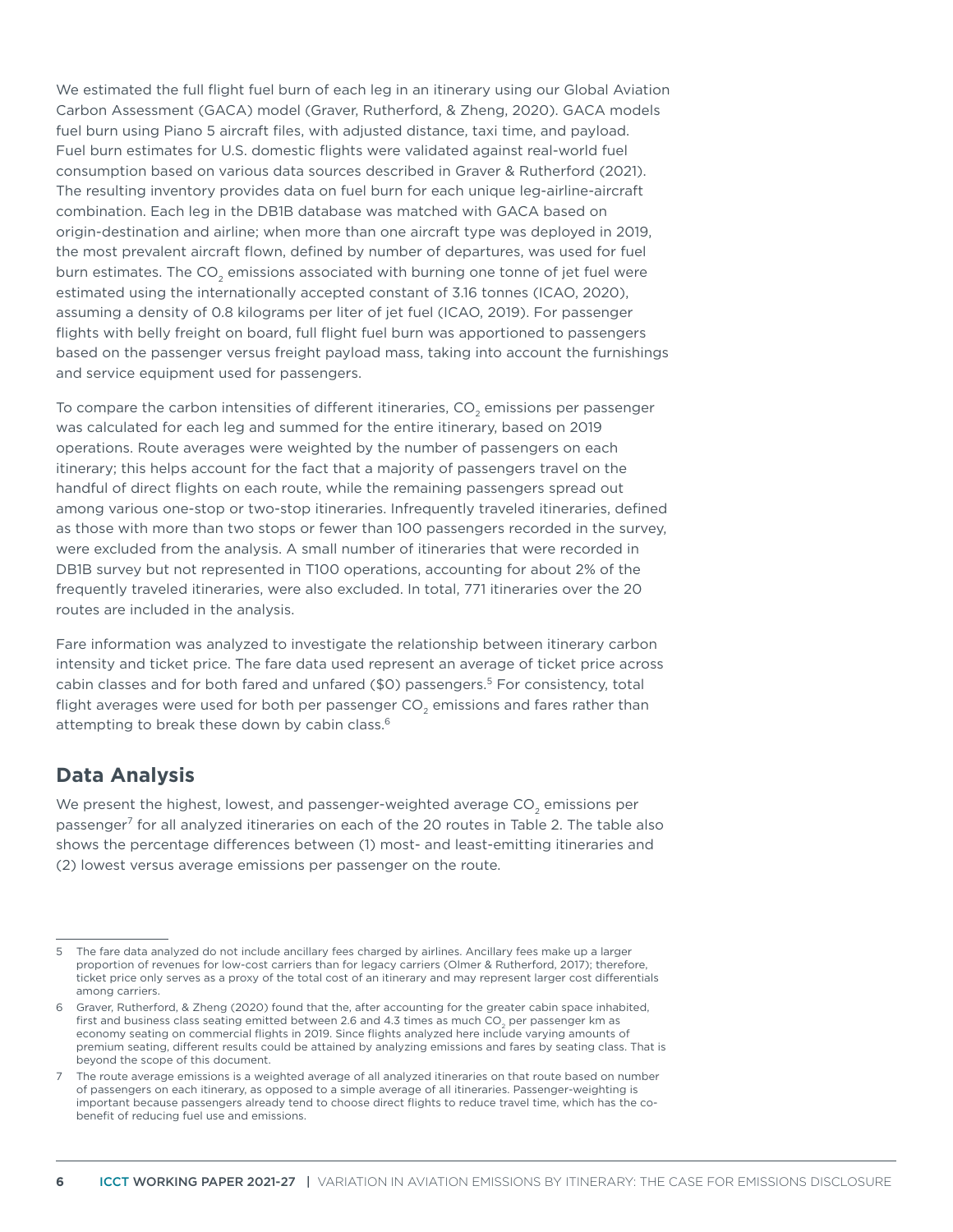We estimated the full flight fuel burn of each leg in an itinerary using our Global Aviation Carbon Assessment (GACA) model (Graver, Rutherford, & Zheng, 2020). GACA models fuel burn using Piano 5 aircraft files, with adjusted distance, taxi time, and payload. Fuel burn estimates for U.S. domestic flights were validated against real-world fuel consumption based on various data sources described in Graver & Rutherford (2021). The resulting inventory provides data on fuel burn for each unique leg-airline-aircraft combination. Each leg in the DB1B database was matched with GACA based on origin-destination and airline; when more than one aircraft type was deployed in 2019, the most prevalent aircraft flown, defined by number of departures, was used for fuel burn estimates. The $CO_2$ emissions associated with burning one tonne of jet fuel were estimated using the internationally accepted constant of 3.16 tonnes (ICAO, 2020), assuming a density of 0.8 kilograms per liter of jet fuel (ICAO, 2019). For passenger flights with belly freight on board, full flight fuel burn was apportioned to passengers based on the passenger versus freight payload mass, taking into account the furnishings and service equipment used for passengers.

To compare the carbon intensities of different itineraries, $CO_2$ emissions per passenger was calculated for each leg and summed for the entire itinerary, based on 2019 operations. Route averages were weighted by the number of passengers on each itinerary; this helps account for the fact that a majority of passengers travel on the handful of direct flights on each route, while the remaining passengers spread out among various one-stop or two-stop itineraries. Infrequently traveled itineraries, defined as those with more than two stops or fewer than 100 passengers recorded in the survey, were excluded from the analysis. A small number of itineraries that were recorded in DB1B survey but not represented in T100 operations, accounting for about 2% of the frequently traveled itineraries, were also excluded. In total, 771 itineraries over the 20 routes are included in the analysis.

Fare information was analyzed to investigate the relationship between itinerary carbon intensity and ticket price. The fare data used represent an average of ticket price across cabin classes and for both fared and unfared ($0) passengers.[5] For consistency, total flight averages were used for both per passenger $CO_2$ emissions and fares rather than attempting to break these down by cabin class.[6]

## Data Analysis

We present the highest, lowest, and passenger-weighted average $CO_2$ emissions per passenger[7] for all analyzed itineraries on each of the 20 routes in Table 2. The table also shows the percentage differences between (1) most- and least-emitting itineraries and (2) lowest versus average emissions per passenger on the route.

---

5 The fare data analyzed do not include ancillary fees charged by airlines. Ancillary fees make up a larger proportion of revenues for low-cost carriers than for legacy carriers (Olmer & Rutherford, 2017); therefore, ticket price only serves as a proxy of the total cost of an itinerary and may represent larger cost differentials among carriers.

6 Graver, Rutherford, & Zheng (2020) found that the, after accounting for the greater cabin space inhabited, first and business class seating emitted between 2.6 and 4.3 times as much $CO_2$ per passenger km as economy seating on commercial flights in 2019. Since flights analyzed here include varying amounts of premium seating, different results could be attained by analyzing emissions and fares by seating class. That is beyond the scope of this document.

7 The route average emissions is a weighted average of all analyzed itineraries on that route based on number of passengers on each itinerary, as opposed to a simple average of all itineraries. Passenger-weighting is important because passengers already tend to choose direct flights to reduce travel time, which has the co-benefit of reducing fuel use and emissions.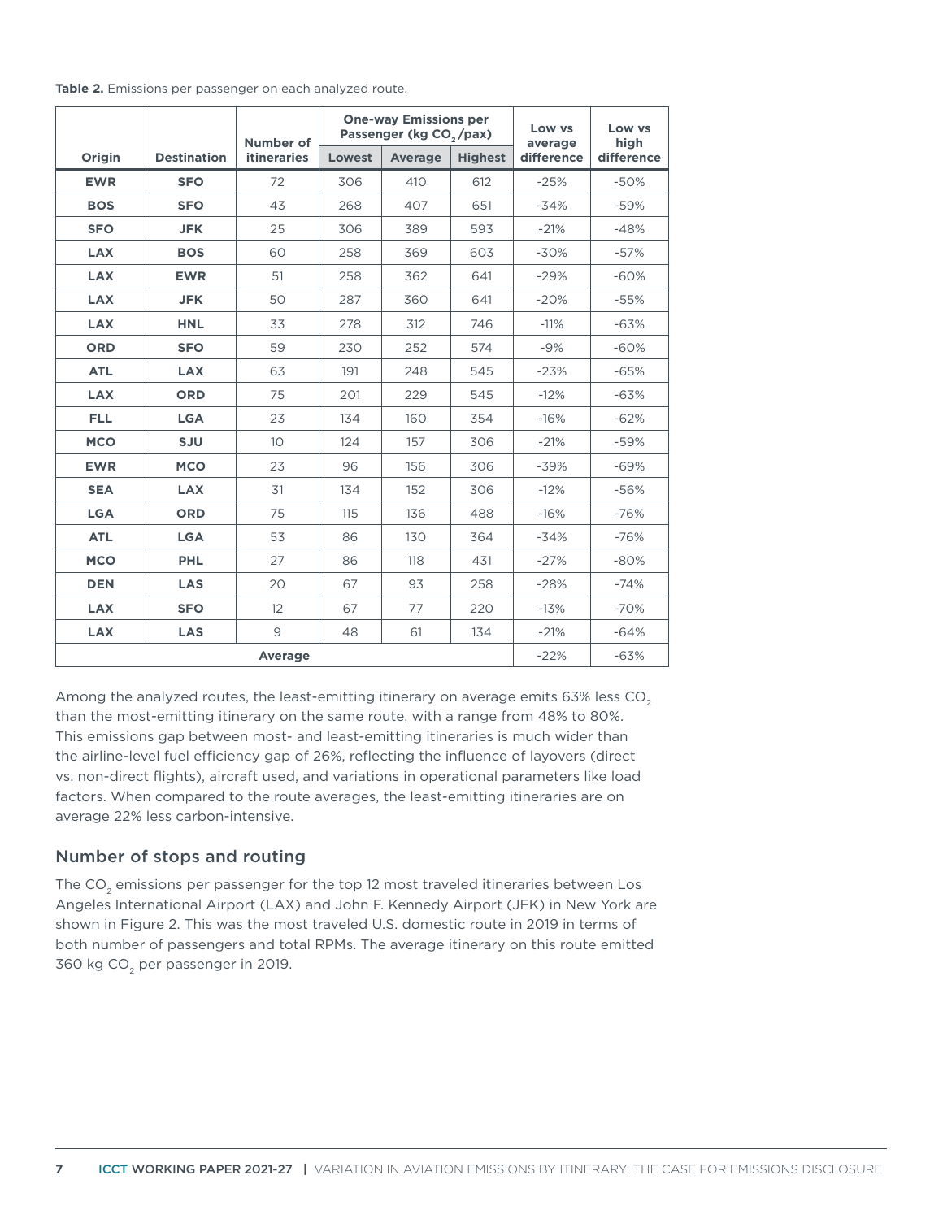**Table 2.** Emissions per passenger on each analyzed route.

| Origin | Destination | Number of itineraries | One-way Emissions per Passenger (kg $CO_2$/pax) | | | Low vs average difference | Low vs high difference |
|---|---|---|---|---|---|---|---|
| | | | Lowest | Average | Highest | | |
| **EWR** | **SFO** | 72 | 306 | 410 | 612 | -25% | -50% |
| **BOS** | **SFO** | 43 | 268 | 407 | 651 | -34% | -59% |
| **SFO** | **JFK** | 25 | 306 | 389 | 593 | -21% | -48% |
| **LAX** | **BOS** | 60 | 258 | 369 | 603 | -30% | -57% |
| **LAX** | **EWR** | 51 | 258 | 362 | 641 | -29% | -60% |
| **LAX** | **JFK** | 50 | 287 | 360 | 641 | -20% | -55% |
| **LAX** | **HNL** | 33 | 278 | 312 | 746 | -11% | -63% |
| **ORD** | **SFO** | 59 | 230 | 252 | 574 | -9% | -60% |
| **ATL** | **LAX** | 63 | 191 | 248 | 545 | -23% | -65% |
| **LAX** | **ORD** | 75 | 201 | 229 | 545 | -12% | -63% |
| **FLL** | **LGA** | 23 | 134 | 160 | 354 | -16% | -62% |
| **MCO** | **SJU** | 10 | 124 | 157 | 306 | -21% | -59% |
| **EWR** | **MCO** | 23 | 96 | 156 | 306 | -39% | -69% |
| **SEA** | **LAX** | 31 | 134 | 152 | 306 | -12% | -56% |
| **LGA** | **ORD** | 75 | 115 | 136 | 488 | -16% | -76% |
| **ATL** | **LGA** | 53 | 86 | 130 | 364 | -34% | -76% |
| **MCO** | **PHL** | 27 | 86 | 118 | 431 | -27% | -80% |
| **DEN** | **LAS** | 20 | 67 | 93 | 258 | -28% | -74% |
| **LAX** | **SFO** | 12 | 67 | 77 | 220 | -13% | -70% |
| **LAX** | **LAS** | 9 | 48 | 61 | 134 | -21% | -64% |
| **Average** | | | | | | -22% | -63% |

Among the analyzed routes, the least-emitting itinerary on average emits 63% less $CO_2$ than the most-emitting itinerary on the same route, with a range from 48% to 80%. This emissions gap between most- and least-emitting itineraries is much wider than the airline-level fuel efficiency gap of 26%, reflecting the influence of layovers (direct vs. non-direct flights), aircraft used, and variations in operational parameters like load factors. When compared to the route averages, the least-emitting itineraries are on average 22% less carbon-intensive.

## Number of stops and routing

The $CO_2$ emissions per passenger for the top 12 most traveled itineraries between Los Angeles International Airport (LAX) and John F. Kennedy Airport (JFK) in New York are shown in Figure 2. This was the most traveled U.S. domestic route in 2019 in terms of both number of passengers and total RPMs. The average itinerary on this route emitted 360 kg $CO_2$ per passenger in 2019.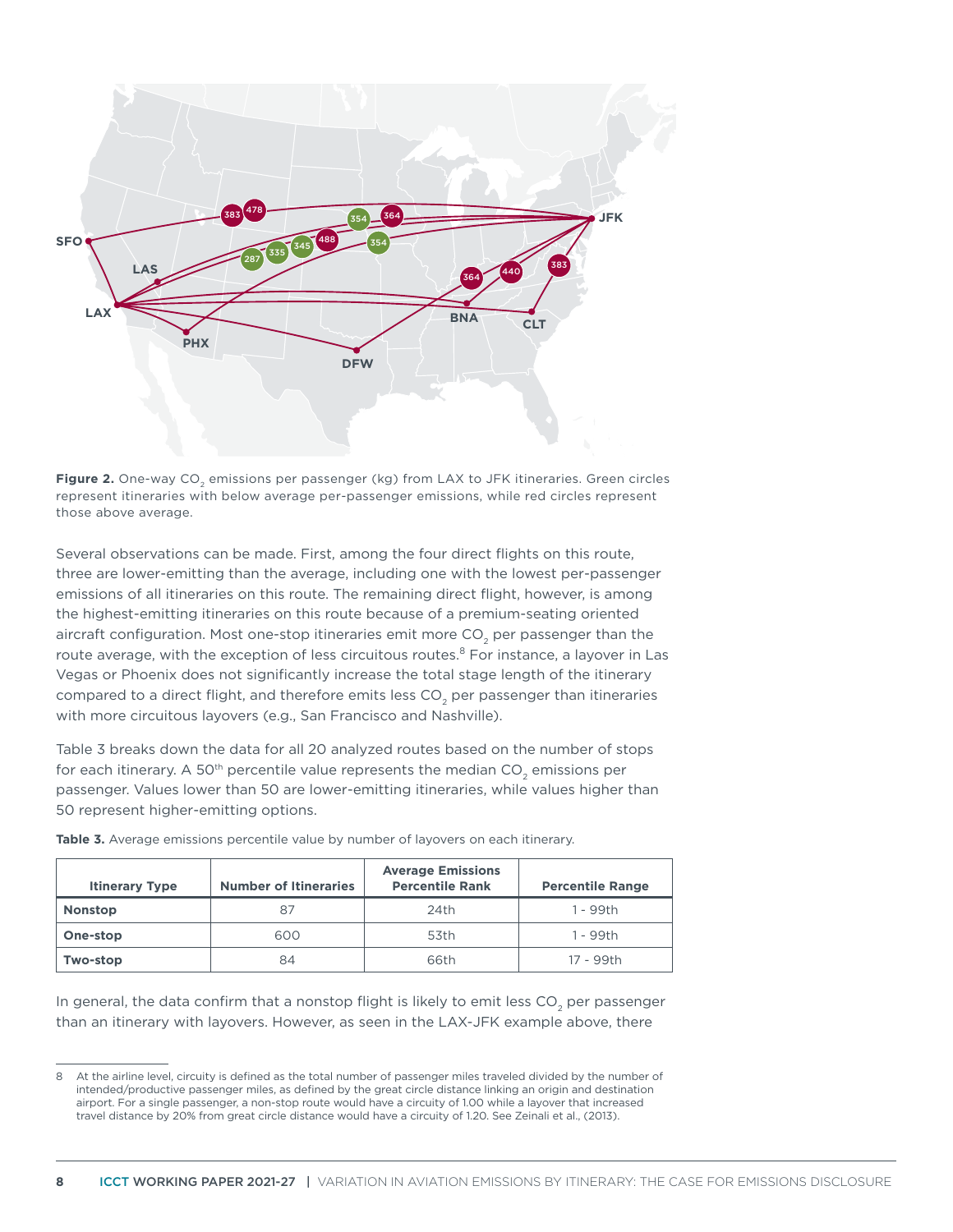**Figure 2.** One-way $CO_2$ emissions per passenger (kg) from LAX to JFK itineraries. Green circles represent itineraries with below average per-passenger emissions, while red circles represent those above average.

Several observations can be made. First, among the four direct flights on this route, three are lower-emitting than the average, including one with the lowest per-passenger emissions of all itineraries on this route. The remaining direct flight, however, is among the highest-emitting itineraries on this route because of a premium-seating oriented aircraft configuration. Most one-stop itineraries emit more $CO_2$ per passenger than the route average, with the exception of less circuitous routes.[8] For instance, a layover in Las Vegas or Phoenix does not significantly increase the total stage length of the itinerary compared to a direct flight, and therefore emits less $CO_2$ per passenger than itineraries with more circuitous layovers (e.g., San Francisco and Nashville).

Table 3 breaks down the data for all 20 analyzed routes based on the number of stops for each itinerary. A 50th percentile value represents the median $CO_2$ emissions per passenger. Values lower than 50 are lower-emitting itineraries, while values higher than 50 represent higher-emitting options.

**Table 3.** Average emissions percentile value by number of layovers on each itinerary.

| Itinerary Type | Number of Itineraries | Average Emissions Percentile Rank | Percentile Range |
|---|---|---|---|
| **Nonstop** | 87 | 24th | 1 - 99th |
| **One-stop** | 600 | 53th | 1 - 99th |
| **Two-stop** | 84 | 66th | 17 - 99th |

In general, the data confirm that a nonstop flight is likely to emit less $CO_2$ per passenger than an itinerary with layovers. However, as seen in the LAX-JFK example above, there

8 At the airline level, circuity is defined as the total number of passenger miles traveled divided by the number of intended/productive passenger miles, as defined by the great circle distance linking an origin and destination airport. For a single passenger, a non-stop route would have a circuity of 1.00 while a layover that increased travel distance by 20% from great circle distance would have a circuity of 1.20. See Zeinali et al., (2013).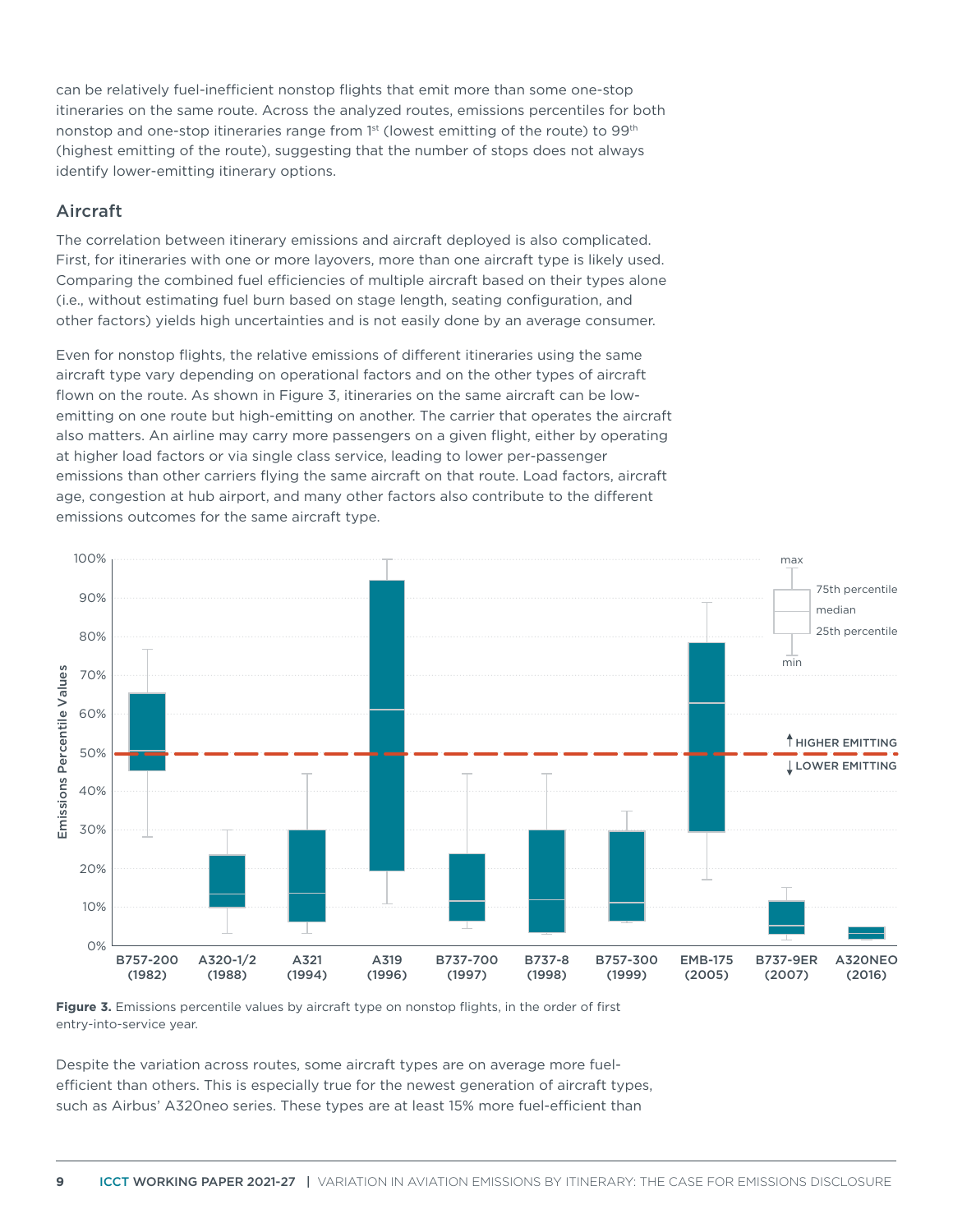can be relatively fuel-inefficient nonstop flights that emit more than some one-stop itineraries on the same route. Across the analyzed routes, emissions percentiles for both nonstop and one-stop itineraries range from 1st (lowest emitting of the route) to 99th (highest emitting of the route), suggesting that the number of stops does not always identify lower-emitting itinerary options.

## Aircraft

The correlation between itinerary emissions and aircraft deployed is also complicated. First, for itineraries with one or more layovers, more than one aircraft type is likely used. Comparing the combined fuel efficiencies of multiple aircraft based on their types alone (i.e., without estimating fuel burn based on stage length, seating configuration, and other factors) yields high uncertainties and is not easily done by an average consumer.

Even for nonstop flights, the relative emissions of different itineraries using the same aircraft type vary depending on operational factors and on the other types of aircraft flown on the route. As shown in Figure 3, itineraries on the same aircraft can be low-emitting on one route but high-emitting on another. The carrier that operates the aircraft also matters. An airline may carry more passengers on a given flight, either by operating at higher load factors or via single class service, leading to lower per-passenger emissions than other carriers flying the same aircraft on that route. Load factors, aircraft age, congestion at hub airport, and many other factors also contribute to the different emissions outcomes for the same aircraft type.

**Figure 3.** Emissions percentile values by aircraft type on nonstop flights, in the order of first entry-into-service year.

Despite the variation across routes, some aircraft types are on average more fuel-efficient than others. This is especially true for the newest generation of aircraft types, such as Airbus' A320neo series. These types are at least 15% more fuel-efficient than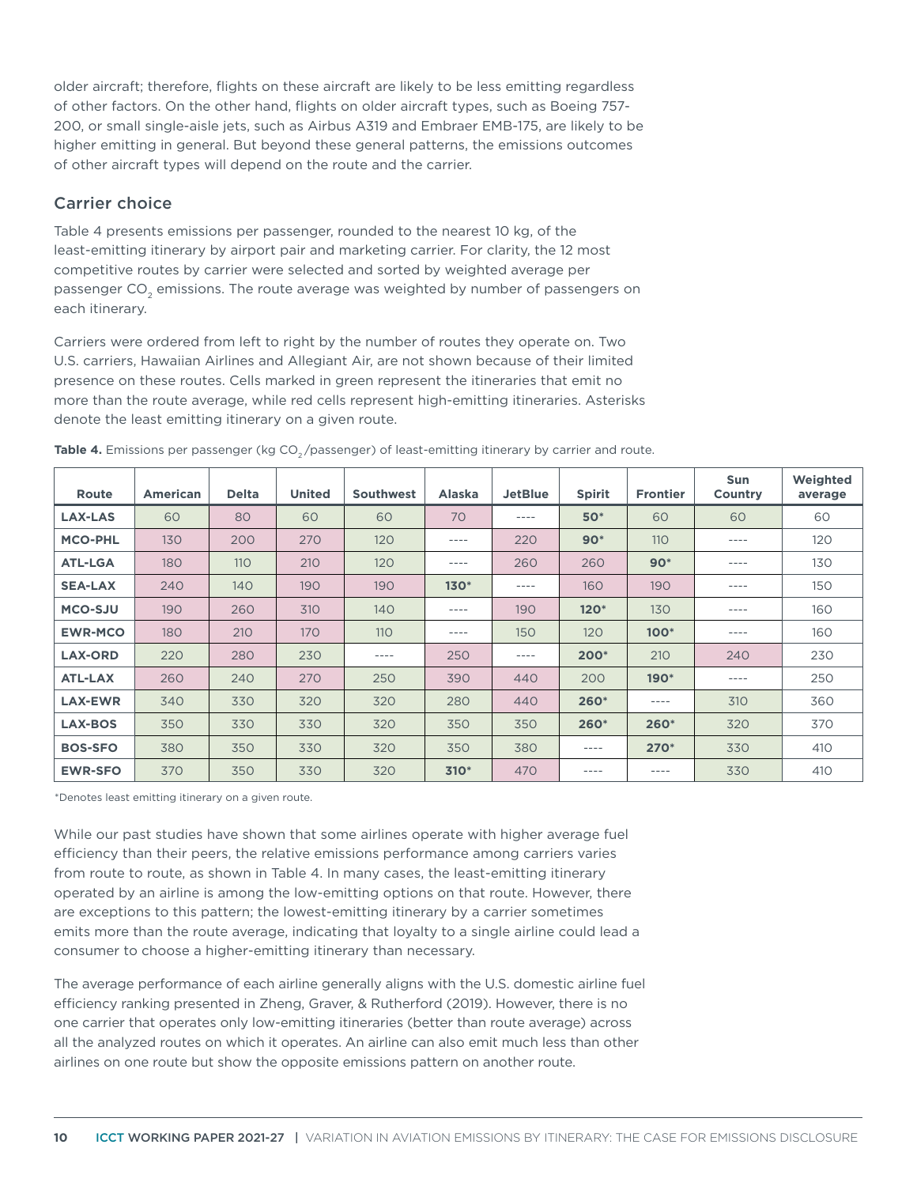older aircraft; therefore, flights on these aircraft are likely to be less emitting regardless of other factors. On the other hand, flights on older aircraft types, such as Boeing 757-200, or small single-aisle jets, such as Airbus A319 and Embraer EMB-175, are likely to be higher emitting in general. But beyond these general patterns, the emissions outcomes of other aircraft types will depend on the route and the carrier.

## Carrier choice

Table 4 presents emissions per passenger, rounded to the nearest 10 kg, of the least-emitting itinerary by airport pair and marketing carrier. For clarity, the 12 most competitive routes by carrier were selected and sorted by weighted average per passenger $CO_2$ emissions. The route average was weighted by number of passengers on each itinerary.

Carriers were ordered from left to right by the number of routes they operate on. Two U.S. carriers, Hawaiian Airlines and Allegiant Air, are not shown because of their limited presence on these routes. Cells marked in green represent the itineraries that emit no more than the route average, while red cells represent high-emitting itineraries. Asterisks denote the least emitting itinerary on a given route.

**Table 4.** Emissions per passenger (kg $CO_2$/passenger) of least-emitting itinerary by carrier and route.

| Route | American | Delta | United | Southwest | Alaska | JetBlue | Spirit | Frontier | Sun Country | Weighted average |
|---|---|---|---|---|---|---|---|---|---|---|
| **LAX-LAS** | 60 | 80 | 60 | 60 | 70 | ---- | **50*** | 60 | 60 | 60 |
| **MCO-PHL** | 130 | 200 | 270 | 120 | ---- | 220 | **90*** | 110 | ---- | 120 |
| **ATL-LGA** | 180 | 110 | 210 | 120 | ---- | 260 | 260 | **90*** | ---- | 130 |
| **SEA-LAX** | 240 | 140 | 190 | 190 | **130*** | ---- | 160 | 190 | ---- | 150 |
| **MCO-SJU** | 190 | 260 | 310 | 140 | ---- | 190 | **120*** | 130 | ---- | 160 |
| **EWR-MCO** | 180 | 210 | 170 | 110 | ---- | 150 | 120 | **100*** | ---- | 160 |
| **LAX-ORD** | 220 | 280 | 230 | ---- | 250 | ---- | **200*** | 210 | 240 | 230 |
| **ATL-LAX** | 260 | 240 | 270 | 250 | 390 | 440 | 200 | **190*** | ---- | 250 |
| **LAX-EWR** | 340 | 330 | 320 | 320 | 280 | 440 | **260*** | ---- | 310 | 360 |
| **LAX-BOS** | 350 | 330 | 330 | 320 | 350 | 350 | **260*** | **260*** | 320 | 370 |
| **BOS-SFO** | 380 | 350 | 330 | 320 | 350 | 380 | ---- | **270*** | 330 | 410 |
| **EWR-SFO** | 370 | 350 | 330 | 320 | **310*** | 470 | ---- | ---- | 330 | 410 |

*Denotes least emitting itinerary on a given route.

While our past studies have shown that some airlines operate with higher average fuel efficiency than their peers, the relative emissions performance among carriers varies from route to route, as shown in Table 4. In many cases, the least-emitting itinerary operated by an airline is among the low-emitting options on that route. However, there are exceptions to this pattern; the lowest-emitting itinerary by a carrier sometimes emits more than the route average, indicating that loyalty to a single airline could lead a consumer to choose a higher-emitting itinerary than necessary.

The average performance of each airline generally aligns with the U.S. domestic airline fuel efficiency ranking presented in Zheng, Graver, & Rutherford (2019). However, there is no one carrier that operates only low-emitting itineraries (better than route average) across all the analyzed routes on which it operates. An airline can also emit much less than other airlines on one route but show the opposite emissions pattern on another route.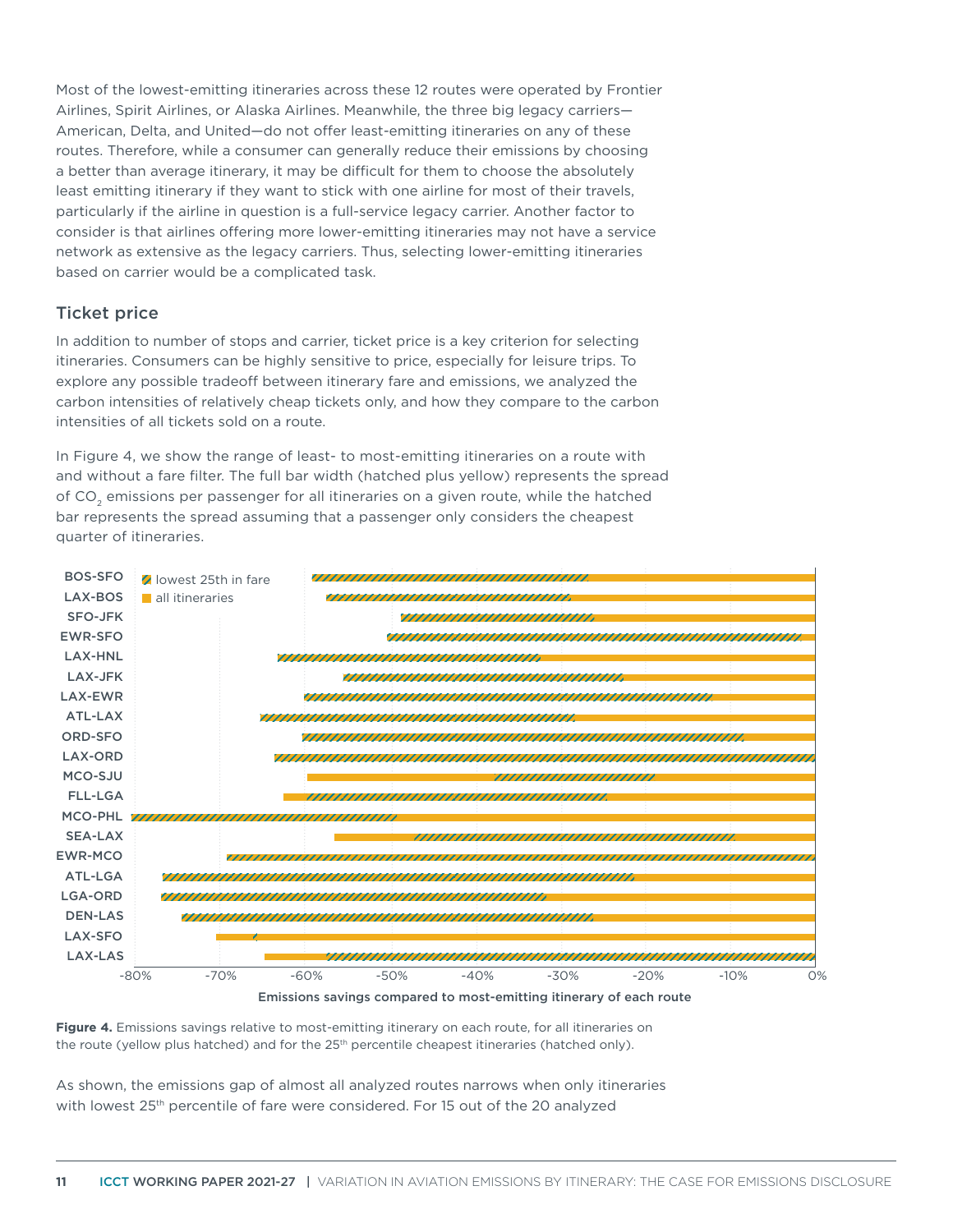Most of the lowest-emitting itineraries across these 12 routes were operated by Frontier Airlines, Spirit Airlines, or Alaska Airlines. Meanwhile, the three big legacy carriers—American, Delta, and United—do not offer least-emitting itineraries on any of these routes. Therefore, while a consumer can generally reduce their emissions by choosing a better than average itinerary, it may be difficult for them to choose the absolutely least emitting itinerary if they want to stick with one airline for most of their travels, particularly if the airline in question is a full-service legacy carrier. Another factor to consider is that airlines offering more lower-emitting itineraries may not have a service network as extensive as the legacy carriers. Thus, selecting lower-emitting itineraries based on carrier would be a complicated task.

## Ticket price

In addition to number of stops and carrier, ticket price is a key criterion for selecting itineraries. Consumers can be highly sensitive to price, especially for leisure trips. To explore any possible tradeoff between itinerary fare and emissions, we analyzed the carbon intensities of relatively cheap tickets only, and how they compare to the carbon intensities of all tickets sold on a route.

In Figure 4, we show the range of least- to most-emitting itineraries on a route with and without a fare filter. The full bar width (hatched plus yellow) represents the spread of $CO_2$ emissions per passenger for all itineraries on a given route, while the hatched bar represents the spread assuming that a passenger only considers the cheapest quarter of itineraries.

**Figure 4.** Emissions savings relative to most-emitting itinerary on each route, for all itineraries on the route (yellow plus hatched) and for the 25th percentile cheapest itineraries (hatched only).

As shown, the emissions gap of almost all analyzed routes narrows when only itineraries with lowest 25th percentile of fare were considered. For 15 out of the 20 analyzed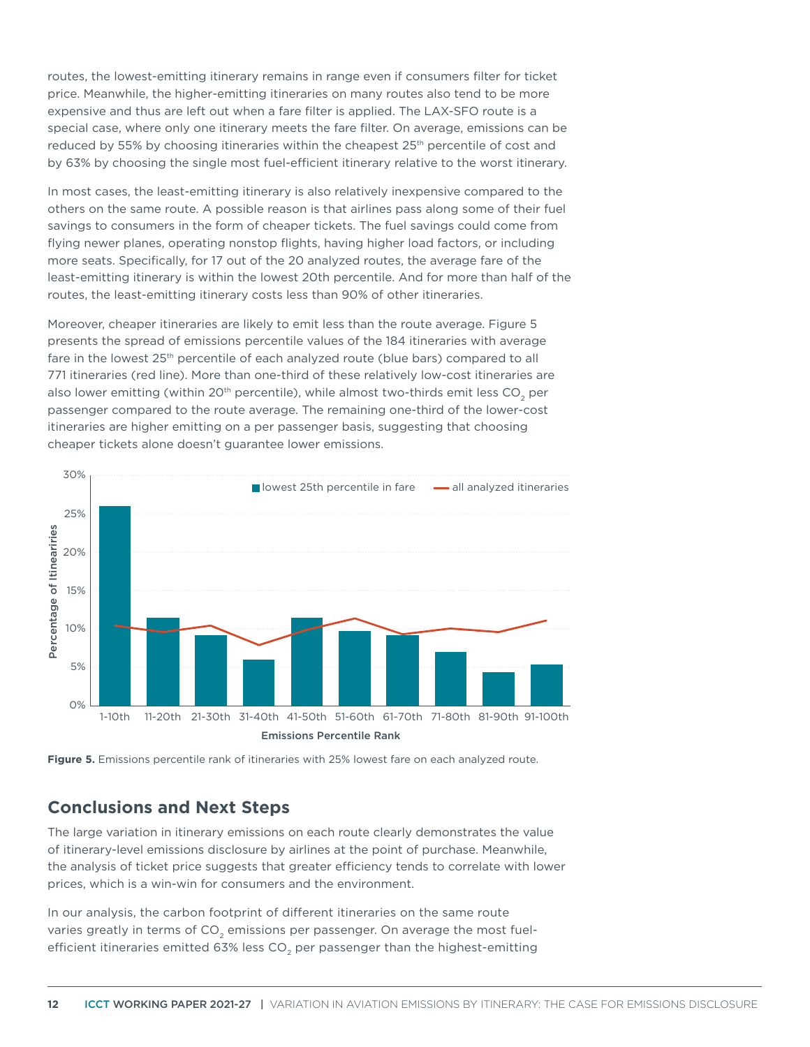routes, the lowest-emitting itinerary remains in range even if consumers filter for ticket price. Meanwhile, the higher-emitting itineraries on many routes also tend to be more expensive and thus are left out when a fare filter is applied. The LAX-SFO route is a special case, where only one itinerary meets the fare filter. On average, emissions can be reduced by 55% by choosing itineraries within the cheapest 25th percentile of cost and by 63% by choosing the single most fuel-efficient itinerary relative to the worst itinerary.

In most cases, the least-emitting itinerary is also relatively inexpensive compared to the others on the same route. A possible reason is that airlines pass along some of their fuel savings to consumers in the form of cheaper tickets. The fuel savings could come from flying newer planes, operating nonstop flights, having higher load factors, or including more seats. Specifically, for 17 out of the 20 analyzed routes, the average fare of the least-emitting itinerary is within the lowest 20th percentile. And for more than half of the routes, the least-emitting itinerary costs less than 90% of other itineraries.

Moreover, cheaper itineraries are likely to emit less than the route average. Figure 5 presents the spread of emissions percentile values of the 184 itineraries with average fare in the lowest 25th percentile of each analyzed route (blue bars) compared to all 771 itineraries (red line). More than one-third of these relatively low-cost itineraries are also lower emitting (within 20th percentile), while almost two-thirds emit less $CO_2$ per passenger compared to the route average. The remaining one-third of the lower-cost itineraries are higher emitting on a per passenger basis, suggesting that choosing cheaper tickets alone doesn't guarantee lower emissions.

**Figure 5.** Emissions percentile rank of itineraries with 25% lowest fare on each analyzed route.

## Conclusions and Next Steps

The large variation in itinerary emissions on each route clearly demonstrates the value of itinerary-level emissions disclosure by airlines at the point of purchase. Meanwhile, the analysis of ticket price suggests that greater efficiency tends to correlate with lower prices, which is a win-win for consumers and the environment.

In our analysis, the carbon footprint of different itineraries on the same route varies greatly in terms of $CO_2$ emissions per passenger. On average the most fuel-efficient itineraries emitted 63% less $CO_2$ per passenger than the highest-emitting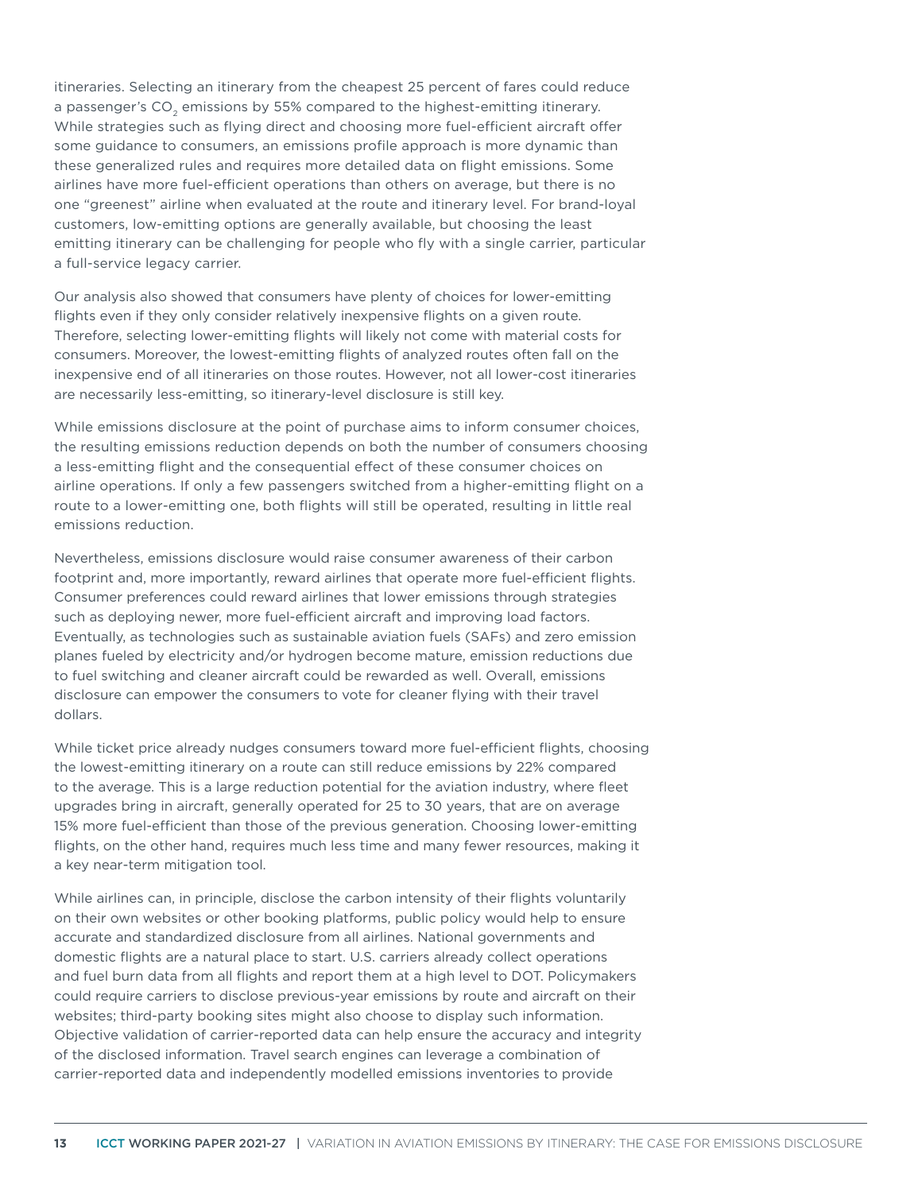itineraries. Selecting an itinerary from the cheapest 25 percent of fares could reduce a passenger's $CO_2$ emissions by 55% compared to the highest-emitting itinerary. While strategies such as flying direct and choosing more fuel-efficient aircraft offer some guidance to consumers, an emissions profile approach is more dynamic than these generalized rules and requires more detailed data on flight emissions. Some airlines have more fuel-efficient operations than others on average, but there is no one "greenest" airline when evaluated at the route and itinerary level. For brand-loyal customers, low-emitting options are generally available, but choosing the least emitting itinerary can be challenging for people who fly with a single carrier, particular a full-service legacy carrier.

Our analysis also showed that consumers have plenty of choices for lower-emitting flights even if they only consider relatively inexpensive flights on a given route. Therefore, selecting lower-emitting flights will likely not come with material costs for consumers. Moreover, the lowest-emitting flights of analyzed routes often fall on the inexpensive end of all itineraries on those routes. However, not all lower-cost itineraries are necessarily less-emitting, so itinerary-level disclosure is still key.

While emissions disclosure at the point of purchase aims to inform consumer choices, the resulting emissions reduction depends on both the number of consumers choosing a less-emitting flight and the consequential effect of these consumer choices on airline operations. If only a few passengers switched from a higher-emitting flight on a route to a lower-emitting one, both flights will still be operated, resulting in little real emissions reduction.

Nevertheless, emissions disclosure would raise consumer awareness of their carbon footprint and, more importantly, reward airlines that operate more fuel-efficient flights. Consumer preferences could reward airlines that lower emissions through strategies such as deploying newer, more fuel-efficient aircraft and improving load factors. Eventually, as technologies such as sustainable aviation fuels (SAFs) and zero emission planes fueled by electricity and/or hydrogen become mature, emission reductions due to fuel switching and cleaner aircraft could be rewarded as well. Overall, emissions disclosure can empower the consumers to vote for cleaner flying with their travel dollars.

While ticket price already nudges consumers toward more fuel-efficient flights, choosing the lowest-emitting itinerary on a route can still reduce emissions by 22% compared to the average. This is a large reduction potential for the aviation industry, where fleet upgrades bring in aircraft, generally operated for 25 to 30 years, that are on average 15% more fuel-efficient than those of the previous generation. Choosing lower-emitting flights, on the other hand, requires much less time and many fewer resources, making it a key near-term mitigation tool.

While airlines can, in principle, disclose the carbon intensity of their flights voluntarily on their own websites or other booking platforms, public policy would help to ensure accurate and standardized disclosure from all airlines. National governments and domestic flights are a natural place to start. U.S. carriers already collect operations and fuel burn data from all flights and report them at a high level to DOT. Policymakers could require carriers to disclose previous-year emissions by route and aircraft on their websites; third-party booking sites might also choose to display such information. Objective validation of carrier-reported data can help ensure the accuracy and integrity of the disclosed information. Travel search engines can leverage a combination of carrier-reported data and independently modelled emissions inventories to provide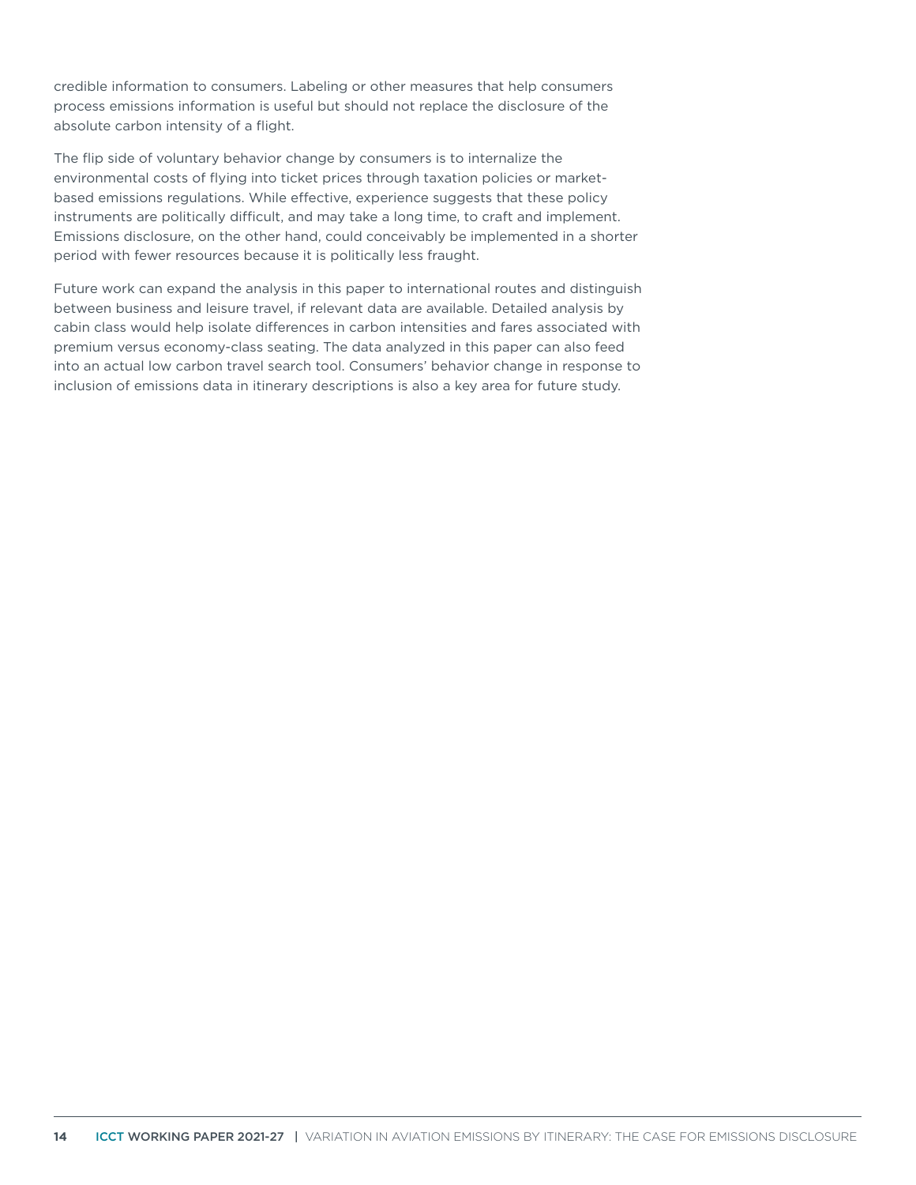credible information to consumers. Labeling or other measures that help consumers process emissions information is useful but should not replace the disclosure of the absolute carbon intensity of a flight.

The flip side of voluntary behavior change by consumers is to internalize the environmental costs of flying into ticket prices through taxation policies or market-based emissions regulations. While effective, experience suggests that these policy instruments are politically difficult, and may take a long time, to craft and implement. Emissions disclosure, on the other hand, could conceivably be implemented in a shorter period with fewer resources because it is politically less fraught.

Future work can expand the analysis in this paper to international routes and distinguish between business and leisure travel, if relevant data are available. Detailed analysis by cabin class would help isolate differences in carbon intensities and fares associated with premium versus economy-class seating. The data analyzed in this paper can also feed into an actual low carbon travel search tool. Consumers' behavior change in response to inclusion of emissions data in itinerary descriptions is also a key area for future study.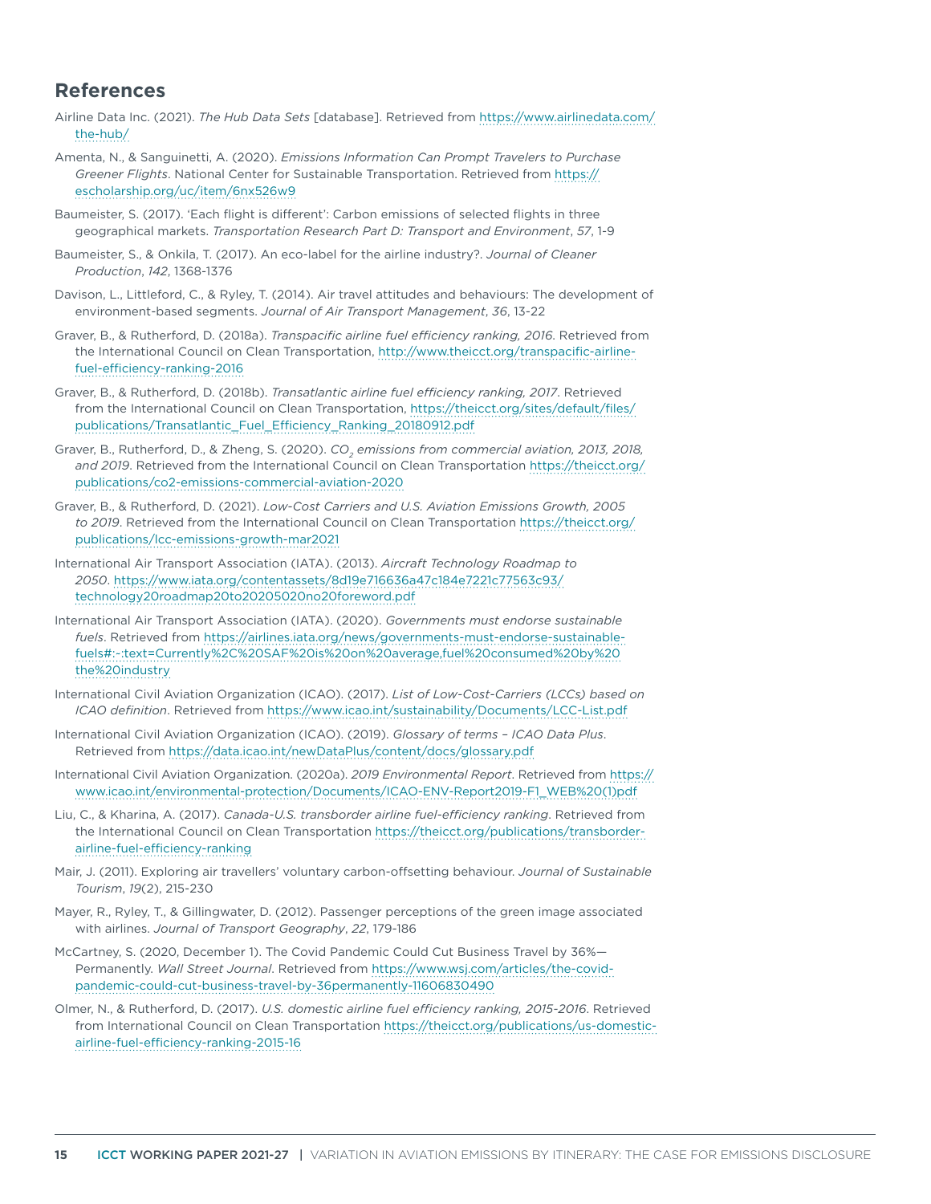## References

Airline Data Inc. (2021). *The Hub Data Sets* [database]. Retrieved from https://www.airlinedata.com/the-hub/

Amenta, N., & Sanguinetti, A. (2020). *Emissions Information Can Prompt Travelers to Purchase Greener Flights*. National Center for Sustainable Transportation. Retrieved from https://escholarship.org/uc/item/6nx526w9

Baumeister, S. (2017). 'Each flight is different': Carbon emissions of selected flights in three geographical markets. *Transportation Research Part D: Transport and Environment*, *57*, 1-9

Baumeister, S., & Onkila, T. (2017). An eco-label for the airline industry?. *Journal of Cleaner Production*, *142*, 1368-1376

Davison, L., Littleford, C., & Ryley, T. (2014). Air travel attitudes and behaviours: The development of environment-based segments. *Journal of Air Transport Management*, *36*, 13-22

Graver, B., & Rutherford, D. (2018a). *Transpacific airline fuel efficiency ranking, 2016*. Retrieved from the International Council on Clean Transportation, http://www.theicct.org/transpacific-airline-fuel-efficiency-ranking-2016

Graver, B., & Rutherford, D. (2018b). *Transatlantic airline fuel efficiency ranking, 2017*. Retrieved from the International Council on Clean Transportation, https://theicct.org/sites/default/files/publications/Transatlantic_Fuel_Efficiency_Ranking_20180912.pdf

Graver, B., Rutherford, D., & Zheng, S. (2020). *$CO_2$ emissions from commercial aviation, 2013, 2018, and 2019*. Retrieved from the International Council on Clean Transportation https://theicct.org/publications/co2-emissions-commercial-aviation-2020

Graver, B., & Rutherford, D. (2021). *Low-Cost Carriers and U.S. Aviation Emissions Growth, 2005 to 2019*. Retrieved from the International Council on Clean Transportation https://theicct.org/publications/lcc-emissions-growth-mar2021

International Air Transport Association (IATA). (2013). *Aircraft Technology Roadmap to 2050*. https://www.iata.org/contentassets/8d19e716636a47c184e7221c77563c93/technology20roadmap20to20205020no20foreword.pdf

International Air Transport Association (IATA). (2020). *Governments must endorse sustainable fuels*. Retrieved from https://airlines.iata.org/news/governments-must-endorse-sustainable-fuels#:~:text=Currently%2C%20SAF%20is%20on%20average,fuel%20consumed%20by%20the%20industry

International Civil Aviation Organization (ICAO). (2017). *List of Low-Cost-Carriers (LCCs) based on ICAO definition*. Retrieved from https://www.icao.int/sustainability/Documents/LCC-List.pdf

International Civil Aviation Organization (ICAO). (2019). *Glossary of terms – ICAO Data Plus*. Retrieved from https://data.icao.int/newDataPlus/content/docs/glossary.pdf

International Civil Aviation Organization. (2020a). *2019 Environmental Report*. Retrieved from https://www.icao.int/environmental-protection/Documents/ICAO-ENV-Report2019-F1_WEB%20(1)pdf

Liu, C., & Kharina, A. (2017). *Canada-U.S. transborder airline fuel-efficiency ranking*. Retrieved from the International Council on Clean Transportation https://theicct.org/publications/transborder-airline-fuel-efficiency-ranking

Mair, J. (2011). Exploring air travellers' voluntary carbon-offsetting behaviour. *Journal of Sustainable Tourism*, *19*(2), 215-230

Mayer, R., Ryley, T., & Gillingwater, D. (2012). Passenger perceptions of the green image associated with airlines. *Journal of Transport Geography*, *22*, 179-186

McCartney, S. (2020, December 1). The Covid Pandemic Could Cut Business Travel by 36%—Permanently. *Wall Street Journal*. Retrieved from https://www.wsj.com/articles/the-covid-pandemic-could-cut-business-travel-by-36permanently-11606830490

Olmer, N., & Rutherford, D. (2017). *U.S. domestic airline fuel efficiency ranking, 2015-2016*. Retrieved from International Council on Clean Transportation https://theicct.org/publications/us-domestic-airline-fuel-efficiency-ranking-2015-16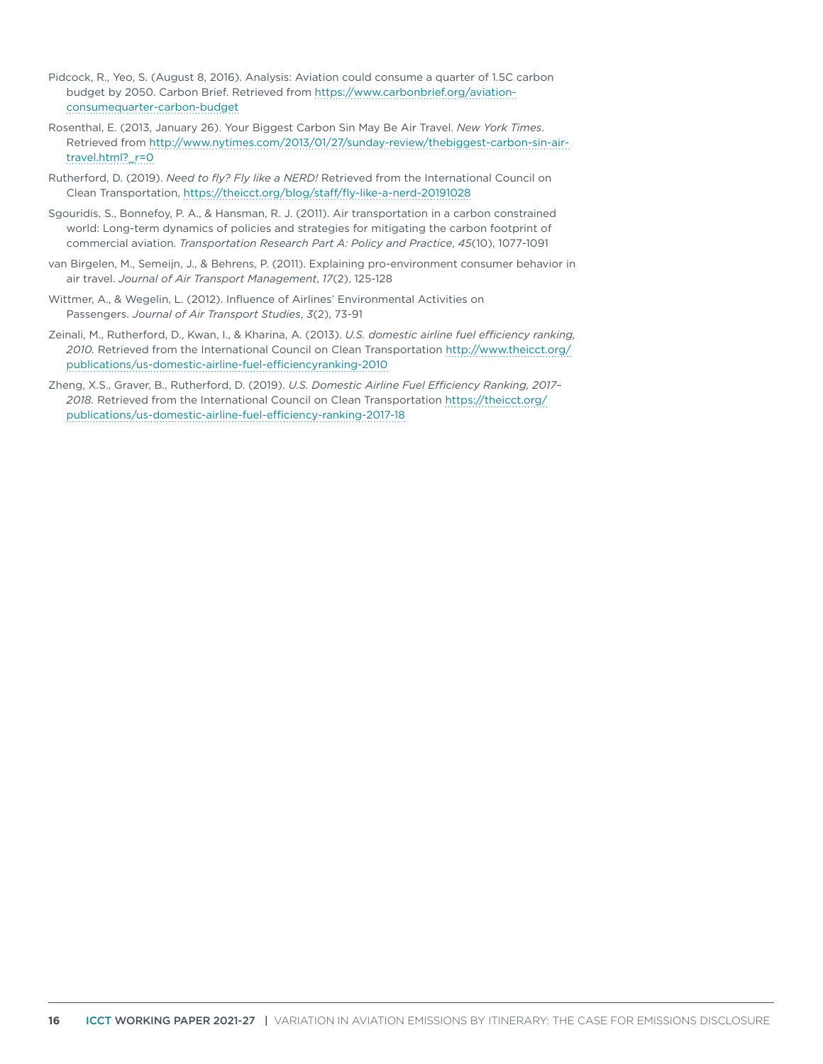Pidcock, R., Yeo, S. (August 8, 2016). Analysis: Aviation could consume a quarter of 1.5C carbon budget by 2050. Carbon Brief. Retrieved from https://www.carbonbrief.org/aviation-consumequarter-carbon-budget

Rosenthal, E. (2013, January 26). Your Biggest Carbon Sin May Be Air Travel. *New York Times*. Retrieved from http://www.nytimes.com/2013/01/27/sunday-review/thebiggest-carbon-sin-air-travel.html?_r=0

Rutherford, D. (2019). *Need to fly? Fly like a NERD!* Retrieved from the International Council on Clean Transportation, https://theicct.org/blog/staff/fly-like-a-nerd-20191028

Sgouridis, S., Bonnefoy, P. A., & Hansman, R. J. (2011). Air transportation in a carbon constrained world: Long-term dynamics of policies and strategies for mitigating the carbon footprint of commercial aviation. *Transportation Research Part A: Policy and Practice*, *45*(10), 1077-1091

van Birgelen, M., Semeijn, J., & Behrens, P. (2011). Explaining pro-environment consumer behavior in air travel. *Journal of Air Transport Management*, *17*(2), 125-128

Wittmer, A., & Wegelin, L. (2012). Influence of Airlines' Environmental Activities on Passengers. *Journal of Air Transport Studies*, *3*(2), 73-91

Zeinali, M., Rutherford, D., Kwan, I., & Kharina, A. (2013). *U.S. domestic airline fuel efficiency ranking, 2010.* Retrieved from the International Council on Clean Transportation http://www.theicct.org/publications/us-domestic-airline-fuel-efficiencyranking-2010

Zheng, X.S., Graver, B., Rutherford, D. (2019). *U.S. Domestic Airline Fuel Efficiency Ranking, 2017–2018.* Retrieved from the International Council on Clean Transportation https://theicct.org/publications/us-domestic-airline-fuel-efficiency-ranking-2017-18